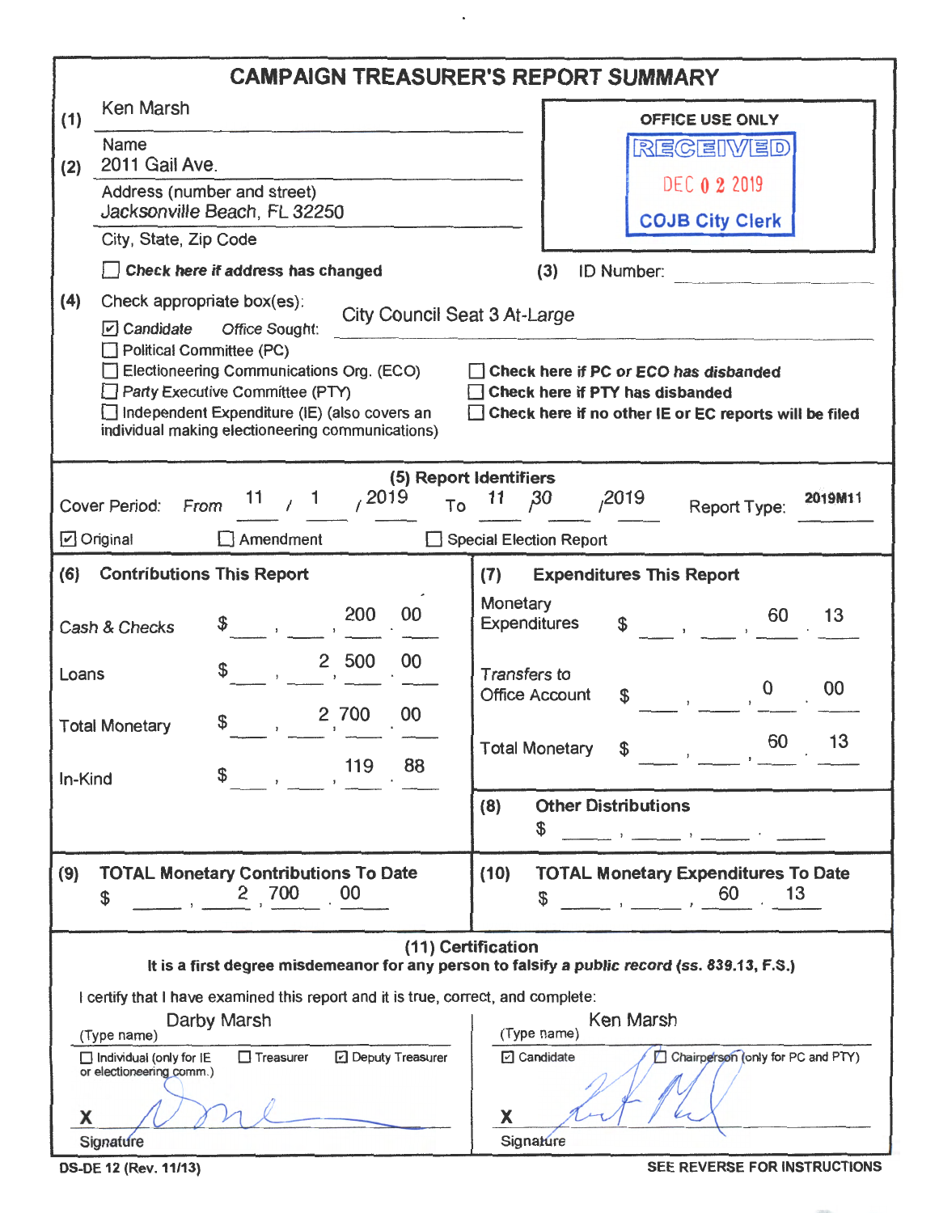# CAMPAIGN TREASURER'S REPORT SUMMARY

**(1)** Ken Marsh
Name

**(2)** 2011 Gail Ave.
Address (number and street)

Jacksonville Beach, FL 32250
City, State, Zip Code

☐ **Check here if address has changed**

OFFICE USE ONLY
RECEIVED
DEC 0 2 2019
COJB City Clerk

**(3)** ID Number:

**(4)** Check appropriate box(es):

☑ Candidate — Office Sought: City Council Seat 3 At-Large
☐ Political Committee (PC)
☐ Electioneering Communications Org. (ECO)
☐ Party Executive Committee (PTY)
☐ Independent Expenditure (IE) (also covers an individual making electioneering communications)

☐ **Check here if PC or ECO has disbanded**
☐ **Check here if PTY has disbanded**
☐ **Check here if no other IE or EC reports will be filed**

## (5) Report Identifiers

Cover Period: From 11 / 1 / 2019 To 11 / 30 / 2019 — Report Type: **2019M11**

☑ Original ☐ Amendment ☐ Special Election Report

## (6) Contributions This Report

| | |
|---|---|
| Cash & Checks | $ 200.00 |
| Loans | $ 2,500.00 |
| Total Monetary | $ 2,700.00 |
| In-Kind | $ 119.88 |

## (7) Expenditures This Report

| | |
|---|---|
| Monetary Expenditures | $ 60.13 |
| Transfers to Office Account | $ 0.00 |
| Total Monetary | $ 60.13 |

## (8) Other Distributions

$

## (9) TOTAL Monetary Contributions To Date

$ 2,700.00

## (10) TOTAL Monetary Expenditures To Date

$ 60.13

## (11) Certification

**It is a first degree misdemeanor for any person to falsify a public record (ss. 839.13, F.S.)**

I certify that I have examined this report and it is true, correct, and complete:

Darby Marsh
(Type name)

☐ Individual (only for IE or electioneering comm.) ☐ Treasurer ☑ Deputy Treasurer

X [signature]
Signature

Ken Marsh
(Type name)

☑ Candidate ☐ Chairperson (only for PC and PTY)

X [signature]
Signature

DS-DE 12 (Rev. 11/13) — SEE REVERSE FOR INSTRUCTIONS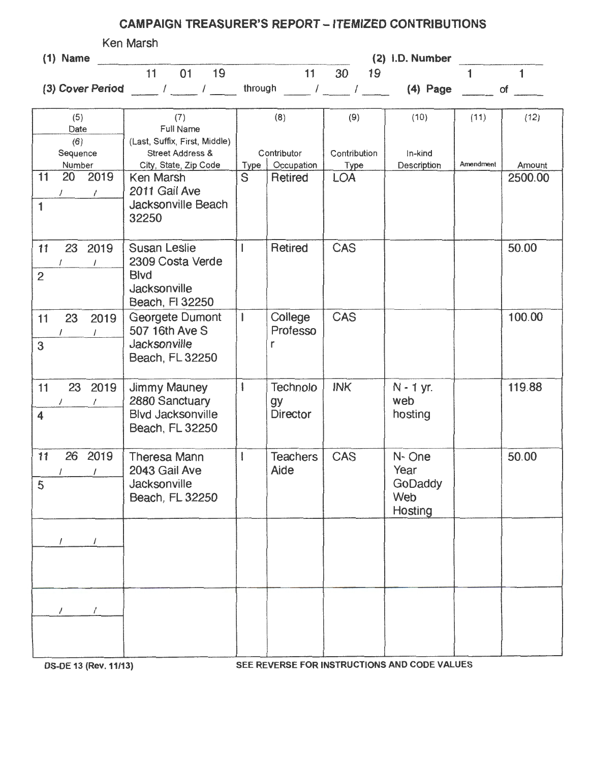# CAMPAIGN TREASURER'S REPORT – *ITEMIZED CONTRIBUTIONS*

**(1) Name** Ken Marsh **(2) I.D. Number** 

**(3) Cover Period** 11 / 01 / 19 through 11 / 30 / 19 **(4) Page** 1 of 1

| (5) Date / (6) Sequence Number | (7) Full Name (Last, Suffix, First, Middle) Street Address & City, State, Zip Code | (8) Contributor Type | (8) Contributor Occupation | (9) Contribution Type | (10) In-kind Description | (11) Amendment | (12) Amount |
|---|---|---|---|---|---|---|---|
| 11/20/2019 — 1 | Ken Marsh 2011 Gail Ave Jacksonville Beach 32250 | S | Retired | LOA | | | 2500.00 |
| 11/23/2019 — 2 | Susan Leslie 2309 Costa Verde Blvd Jacksonville Beach, Fl 32250 | I | Retired | CAS | | | 50.00 |
| 11/23/2019 — 3 | Georgete Dumont 507 16th Ave S Jacksonville Beach, FL 32250 | I | College Professor | CAS | | | 100.00 |
| 11/23/2019 — 4 | Jimmy Mauney 2880 Sanctuary Blvd Jacksonville Beach, FL 32250 | I | Technology Director | INK | N - 1 yr. web hosting | | 119.88 |
| 11/26/2019 — 5 | Theresa Mann 2043 Gail Ave Jacksonville Beach, FL 32250 | I | Teachers Aide | CAS | N- One Year GoDaddy Web Hosting | | 50.00 |
| / / | | | | | | | |
| / / | | | | | | | |

DS-DE 13 (Rev. 11/13) SEE REVERSE FOR INSTRUCTIONS AND CODE VALUES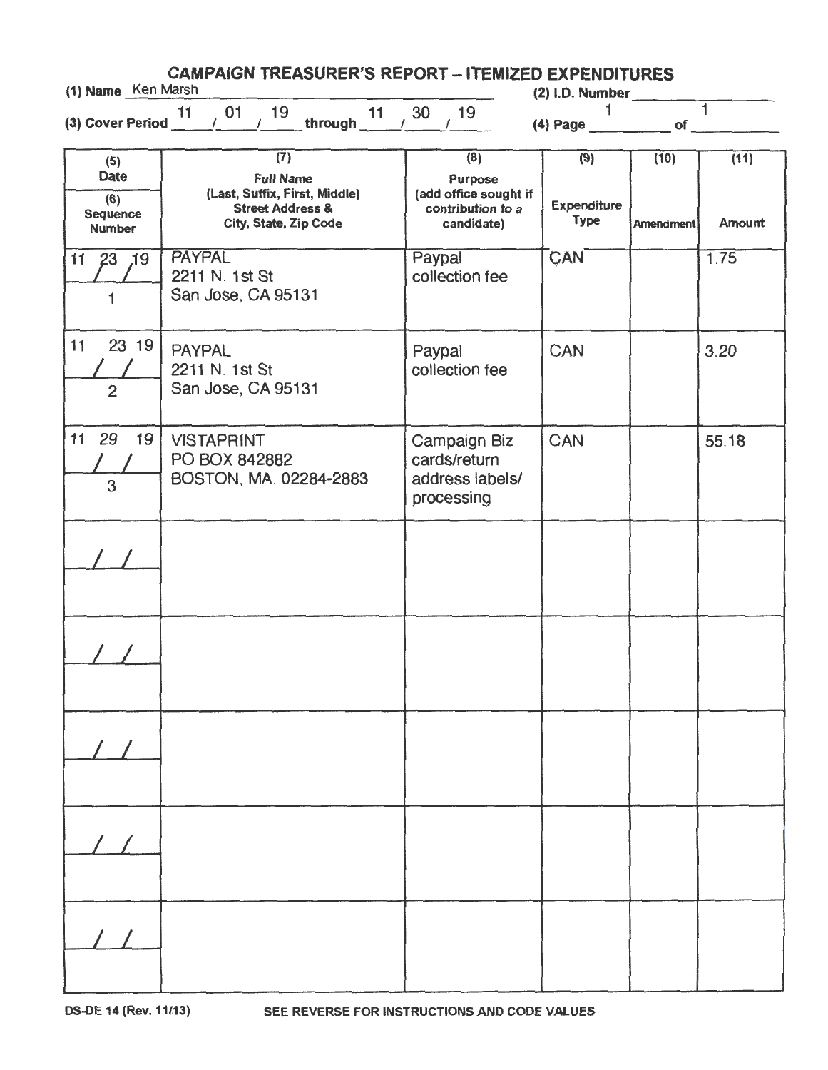# CAMPAIGN TREASURER'S REPORT – ITEMIZED EXPENDITURES

(1) Name Ken Marsh

(2) I.D. Number

(3) Cover Period 11 / 01 / 19 through 11 / 30 / 19

(4) Page 1 of 1

| (5) Date / (6) Sequence Number | (7) Full Name (Last, Suffix, First, Middle) Street Address & City, State, Zip Code | (8) Purpose (add office sought if contribution to a candidate) | (9) Expenditure Type | (10) Amendment | (11) Amount |
|---|---|---|---|---|---|
| 11/23/19<br>1 | PAYPAL<br>2211 N. 1st St<br>San Jose, CA 95131 | Paypal collection fee | CAN | | 1.75 |
| 11/23/19<br>2 | PAYPAL<br>2211 N. 1st St<br>San Jose, CA 95131 | Paypal collection fee | CAN | | 3.20 |
| 11/29/19<br>3 | VISTAPRINT<br>PO BOX 842882<br>BOSTON, MA. 02284-2883 | Campaign Biz cards/return address labels/ processing | CAN | | 55.18 |
| / / | | | | | |
| / / | | | | | |
| / / | | | | | |
| / / | | | | | |
| / / | | | | | |

DS-DE 14 (Rev. 11/13) SEE REVERSE FOR INSTRUCTIONS AND CODE VALUES